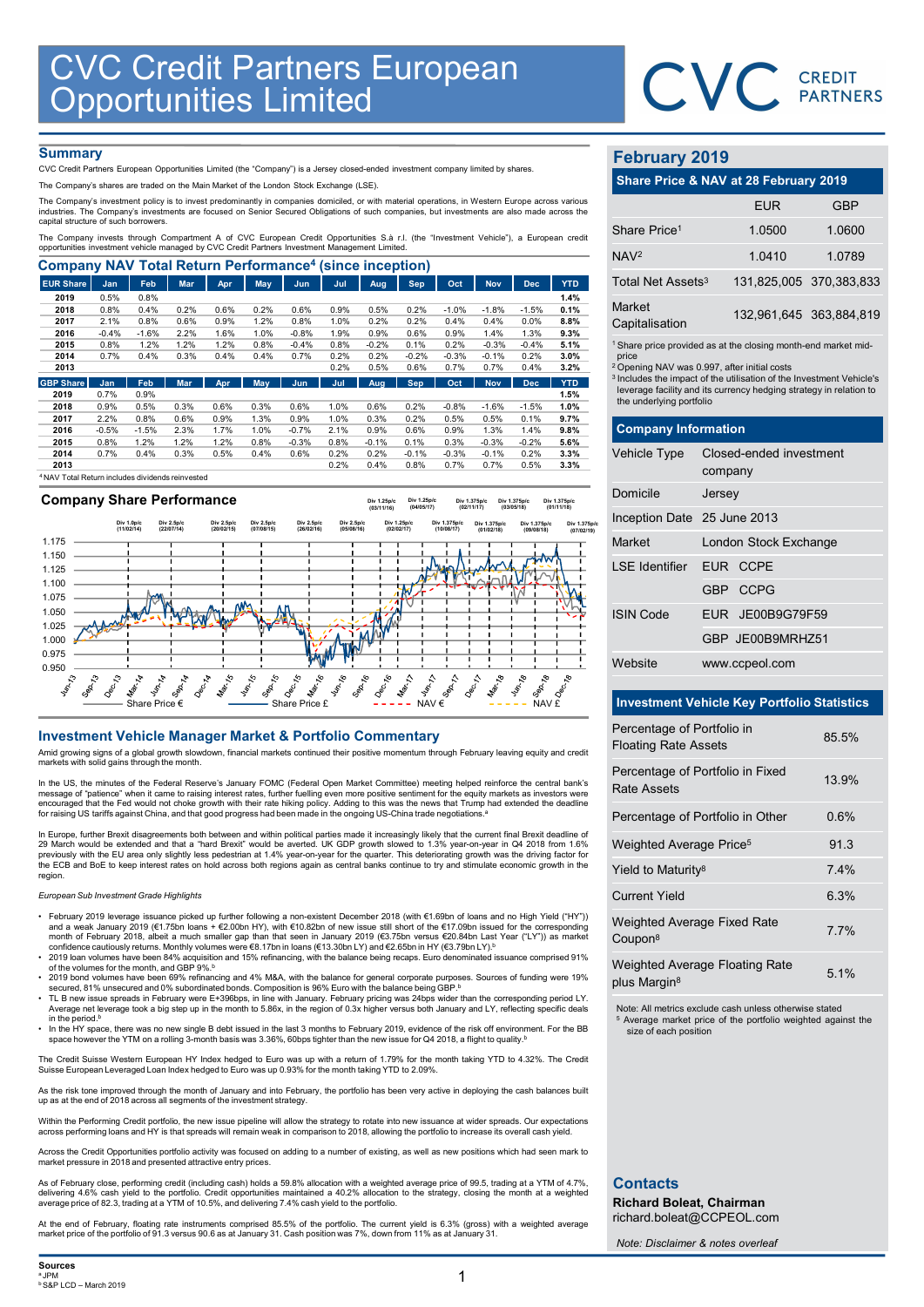# CVC Credit Partners European Opportunities Limited

## Summary

CVC Credit Partners European Opportunities Limited (the "Company") is a Jersey closed-ended investment company limited by shares.

The Company's shares are traded on the Main Market of the London Stock Exchange (LSE).

The Company's investment policy is to invest predominantly in companies domiciled, or with material operations, in Western Europe across various industries. The Company's investments are focused on Senior Secured Obligations of such companies, but investments are also made across the capital structure of such borrowers.

The Company invests through Compartment A of CVC European Credit Opportunities S.à r.l. (the "Investment Vehicle"), a European credit opportunities investment vehicle managed by CVC Credit Partners Investment Management Limited.

## Company NAV Total Return Performance[4] (since inception)

| EUR Share | Jan | Feb | Mar | Apr | May | Jun | Jul | Aug | Sep | Oct | Nov | Dec | YTD |
|---|---|---|---|---|---|---|---|---|---|---|---|---|---|
| 2019 | 0.5% | 0.8% | | | | | | | | | | | 1.4% |
| 2018 | 0.8% | 0.4% | 0.2% | 0.6% | 0.2% | 0.6% | 0.9% | 0.5% | 0.2% | -1.0% | -1.8% | -1.5% | 0.1% |
| 2017 | 2.1% | 0.8% | 0.6% | 0.9% | 1.2% | 0.8% | 1.0% | 0.2% | 0.2% | 0.4% | 0.4% | 0.0% | 8.8% |
| 2016 | -0.4% | -1.6% | 2.2% | 1.6% | 1.0% | -0.8% | 1.9% | 0.9% | 0.6% | 0.9% | 1.4% | 1.3% | 9.3% |
| 2015 | 0.8% | 1.2% | 1.2% | 1.2% | 0.8% | -0.4% | 0.8% | -0.2% | 0.1% | 0.2% | -0.3% | -0.4% | 5.1% |
| 2014 | 0.7% | 0.4% | 0.3% | 0.4% | 0.4% | 0.7% | 0.2% | 0.2% | -0.2% | -0.3% | -0.1% | 0.2% | 3.0% |
| 2013 | | | | | | | 0.2% | 0.5% | 0.6% | 0.7% | 0.7% | 0.4% | 3.2% |

| GBP Share | Jan | Feb | Mar | Apr | May | Jun | Jul | Aug | Sep | Oct | Nov | Dec | YTD |
|---|---|---|---|---|---|---|---|---|---|---|---|---|---|
| 2019 | 0.7% | 0.9% | | | | | | | | | | | 1.5% |
| 2018 | 0.9% | 0.5% | 0.3% | 0.6% | 0.3% | 0.6% | 1.0% | 0.6% | 0.2% | -0.8% | -1.6% | -1.5% | 1.0% |
| 2017 | 2.2% | 0.8% | 0.6% | 0.9% | 1.3% | 0.9% | 1.0% | 0.3% | 0.2% | 0.5% | 0.5% | 0.1% | 9.7% |
| 2016 | -0.5% | -1.5% | 2.3% | 1.7% | 1.0% | -0.7% | 2.1% | 0.9% | 0.6% | 0.9% | 1.3% | 1.4% | 9.8% |
| 2015 | 0.8% | 1.2% | 1.2% | 1.2% | 0.8% | -0.3% | 0.8% | -0.1% | 0.1% | 0.3% | -0.3% | -0.2% | 5.6% |
| 2014 | 0.7% | 0.4% | 0.3% | 0.5% | 0.4% | 0.6% | 0.2% | 0.2% | -0.1% | -0.3% | -0.1% | 0.2% | 3.3% |
| 2013 | | | | | | | 0.2% | 0.4% | 0.8% | 0.7% | 0.7% | 0.5% | 3.3% |

[4] NAV Total Return includes dividends reinvested

## Company Share Performance

Div 1.0p/c (11/02/14) · Div 2.5p/c (22/07/14) · Div 2.5p/c (20/02/15) · Div 2.5p/c (07/08/15) · Div 2.5p/c (26/02/16) · Div 2.5p/c (05/08/16) · Div 1.25p/c (03/11/16) · Div 1.25p/c (02/02/17) · Div 1.25p/c (04/05/17) · Div 1.375p/c (10/08/17) · Div 1.375p/c (02/11/17) · Div 1.375p/c (01/02/18) · Div 1.375p/c (03/05/18) · Div 1.375p/c (09/08/18) · Div 1.375p/c (01/11/18) · Div 1.375p/c (07/02/19)

Share Price € · Share Price £ · NAV € · NAV £

## Investment Vehicle Manager Market & Portfolio Commentary

Amid growing signs of a global growth slowdown, financial markets continued their positive momentum through February leaving equity and credit markets with solid gains through the month.

In the US, the minutes of the Federal Reserve's January FOMC (Federal Open Market Committee) meeting helped reinforce the central bank's message of "patience" when it came to raising interest rates, further fuelling even more positive sentiment for the equity markets as investors were encouraged that the Fed would not choke growth with their rate hiking policy. Adding to this was the news that Trump had extended the deadline for raising US tariffs against China, and that good progress had been made in the ongoing US-China trade negotiations.[a]

In Europe, further Brexit disagreements both between and within political parties made it increasingly likely that the current final Brexit deadline of 29 March would be extended and that a "hard Brexit" would be averted. UK GDP growth slowed to 1.3% year-on-year in Q4 2018 from 1.6% previously with the EU area only slightly less pedestrian at 1.4% year-on-year for the quarter. This deteriorating growth was the driving factor for the ECB and BoE to keep interest rates on hold across both regions again as central banks continue to try and stimulate economic growth in the region.

*European Sub Investment Grade Highlights*

- February 2019 leverage issuance picked up further following a non-existent December 2018 (with €1.69bn of loans and no High Yield ("HY")) and a weak January 2019 (€1.75bn loans + €2.00bn HY), with €10.82bn of new issue still short of the €17.09bn issued for the corresponding month of February 2018, albeit a much smaller gap than that seen in January 2019 (€3.75bn versus €20.84bn Last Year ("LY")) as market confidence cautiously returns. Monthly volumes were €8.17bn in loans (€13.30bn LY) and €2.65bn in HY (€3.79bn LY).[b]
- 2019 loan volumes have been 84% acquisition and 15% refinancing, with the balance being recaps. Euro denominated issuance comprised 91% of the volumes for the month, and GBP 9%.[b]
- 2019 bond volumes have been 69% refinancing and 4% M&A, with the balance for general corporate purposes. Sources of funding were 19% secured, 81% unsecured and 0% subordinated bonds. Composition is 96% Euro with the balance being GBP.[b]
- TL B new issue spreads in February were E+396bps, in line with January. February pricing was 24bps wider than the corresponding period LY. Average net leverage took a big step up in the month to 5.86x, in the region of 0.3x higher versus both January and LY, reflecting specific deals in the period.[b]
- In the HY space, there was no new single B debt issued in the last 3 months to February 2019, evidence of the risk off environment. For the BB space however the YTM on a rolling 3-month basis was 3.36%, 60bps tighter than the new issue for Q4 2018, a flight to quality.[b]

The Credit Suisse Western European HY Index hedged to Euro was up with a return of 1.79% for the month taking YTD to 4.32%. The Credit Suisse European Leveraged Loan Index hedged to Euro was up 0.93% for the month taking YTD to 2.09%.

As the risk tone improved through the month of January and into February, the portfolio has been very active in deploying the cash balances built up as at the end of 2018 across all segments of the investment strategy.

Within the Performing Credit portfolio, the new issue pipeline will allow the strategy to rotate into new issuance at wider spreads. Our expectations across performing loans and HY is that spreads will remain weak in comparison to 2018, allowing the portfolio to increase its overall cash yield.

Across the Credit Opportunities portfolio activity was focused on adding to a number of existing, as well as new positions which had seen mark to market pressure in 2018 and presented attractive entry prices.

As of February close, performing credit (including cash) holds a 59.8% allocation with a weighted average price of 99.5, trading at a YTM of 4.7%, delivering 4.6% cash yield to the portfolio. Credit opportunities maintained a 40.2% allocation to the strategy, closing the month at a weighted average price of 82.3, trading at a YTM of 10.5%, and delivering 7.4% cash yield to the portfolio.

At the end of February, floating rate instruments comprised 85.5% of the portfolio. The current yield is 6.3% (gross) with a weighted average market price of the portfolio of 91.3 versus 90.6 as at January 31. Cash position was 7%, down from 11% as at January 31.

**Sources**
[a] JPM
[b] S&P LCD – March 2019

## February 2019

### Share Price & NAV at 28 February 2019

| | EUR | GBP |
|---|---|---|
| Share Price[1] | 1.0500 | 1.0600 |
| NAV[2] | 1.0410 | 1.0789 |
| Total Net Assets[3] | 131,825,005 | 370,383,833 |
| Market Capitalisation | 132,961,645 | 363,884,819 |

[1] Share price provided as at the closing month-end market mid-price
[2] Opening NAV was 0.997, after initial costs
[3] Includes the impact of the utilisation of the Investment Vehicle's leverage facility and its currency hedging strategy in relation to the underlying portfolio

### Company Information

| | |
|---|---|
| Vehicle Type | Closed-ended investment company |
| Domicile | Jersey |
| Inception Date | 25 June 2013 |
| Market | London Stock Exchange |
| LSE Identifier | EUR CCPE |
| | GBP CCPG |
| ISIN Code | EUR JE00B9G79F59 |
| | GBP JE00B9MRHZ51 |
| Website | www.ccpeol.com |

### Investment Vehicle Key Portfolio Statistics

| | |
|---|---|
| Percentage of Portfolio in Floating Rate Assets | 85.5% |
| Percentage of Portfolio in Fixed Rate Assets | 13.9% |
| Percentage of Portfolio in Other | 0.6% |
| Weighted Average Price[5] | 91.3 |
| Yield to Maturity[8] | 7.4% |
| Current Yield | 6.3% |
| Weighted Average Fixed Rate Coupon[8] | 7.7% |
| Weighted Average Floating Rate plus Margin[8] | 5.1% |

Note: All metrics exclude cash unless otherwise stated
[5] Average market price of the portfolio weighted against the size of each position

## Contacts

**Richard Boleat, Chairman**
richard.boleat@CCPEOL.com

*Note: Disclaimer & notes overleaf*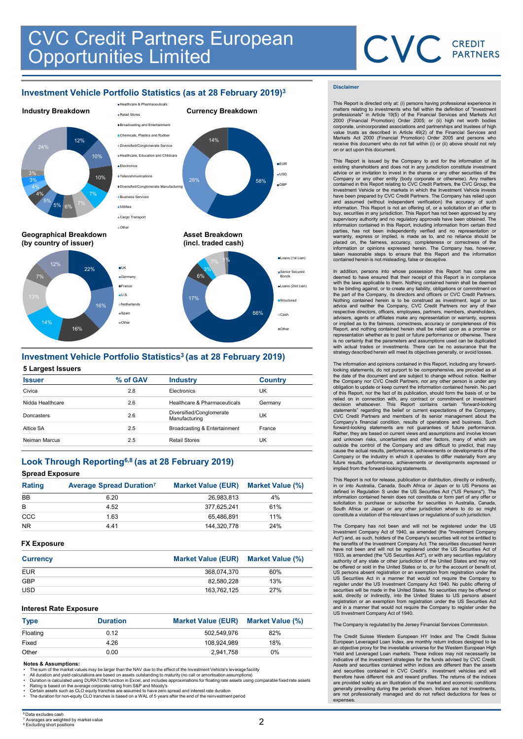# CVC Credit Partners European Opportunities Limited

## Investment Vehicle Portfolio Statistics (as at 28 February 2019)[3]

### Industry Breakdown

12%
10%
10%
7%
7%
6%
5%
5%
4%
4%
3%
3%
24%

Healthcare & Pharmaceuticals
Retail Stores
Broadcasting and Entertainment
Chemicals, Plastics and Rubber
Diversified/Conglomerate Service
Healthcare, Education and Childcare
Electronics
Telecommunications
Diversified/Conglomerate Manufacturing
Business Services
Utilities
Cargo Transport
Other

### Currency Breakdown

58%
28%
14%

EUR
USD
GBP

### Geographical Breakdown (by country of issuer)

22%
16%
16%
14%
13%
7%
12%

UK
Germany
France
U.S.
Netherlands
Spain
Other

### Asset Breakdown (incl. traded cash)

66%
17%
6%
3%
7%
1%

Loans (1st Lien)
Senior Secured Bonds
Loans (2nd Lien)
Structured
Cash
Other

## Investment Vehicle Portfolio Statistics[3] (as at 28 February 2019)

### 5 Largest Issuers

| Issuer | % of GAV | Industry | Country |
|---|---|---|---|
| Civica | 2.8 | Electronics | UK |
| Nidda Healthcare | 2.6 | Healthcare & Pharmaceuticals | Germany |
| Doncasters | 2.6 | Diversified/Conglomerate Manufacturing | UK |
| Altice SA | 2.5 | Broadcasting & Entertainment | France |
| Neiman Marcus | 2.5 | Retail Stores | UK |

## Look Through Reporting[6,8] (as at 28 February 2019)

### Spread Exposure

| Rating | Average Spread Duration[7] | Market Value (EUR) | Market Value (%) |
|---|---|---|---|
| BB | 6.20 | 26,983,813 | 4% |
| B | 4.52 | 377,625,241 | 61% |
| CCC | 1.63 | 65,486,891 | 11% |
| NR | 4.41 | 144,320,778 | 24% |

### FX Exposure

| Currency | Market Value (EUR) | Market Value (%) |
|---|---|---|
| EUR | 368,074,370 | 60% |
| GBP | 82,580,228 | 13% |
| USD | 163,762,125 | 27% |

### Interest Rate Exposure

| Type | Duration | Market Value (EUR) | Market Value (%) |
|---|---|---|---|
| Floating | 0.12 | 502,549,976 | 82% |
| Fixed | 4.26 | 108,924,989 | 18% |
| Other | 0.00 | 2,941,758 | 0% |

**Notes & Assumptions:**

- The sum of the market values may be larger than the NAV due to the effect of the Investment Vehicle's leverage facility
- All duration and yield calculations are based on assets outstanding to maturity (no call or amortisation assumptions)
- Duration is calculated using DURATION function in Excel, and includes approximations for floating rate assets using comparable fixed rate assets
- Rating is based on the average corporate rating from S&P and Moody's
- Certain assets such as CLO equity tranches are assumed to have zero spread and interest rate duration
- The duration for non-equity CLO tranches is based on a WAL of 5 years after the end of the reinvestment period

[6] Data excludes cash
[7] Averages are weighted by market value
[8] Excluding short positions

### Disclaimer

This Report is directed only at: (i) persons having professional experience in matters relating to investments who fall within the definition of "investment professionals" in Article 19(5) of the Financial Services and Markets Act 2000 (Financial Promotion) Order 2005; or (ii) high net worth bodies corporate, unincorporated associations and partnerships and trustees of high value trusts as described in Article 49(2) of the Financial Services and Markets Act 2000 (Financial Promotion) Order 2005 and persons who receive this document who do not fall within (i) or (ii) above should not rely on or act upon this document.

This Report is issued by the Company to and for the information of its existing shareholders and does not in any jurisdiction constitute investment advice or an invitation to invest in the shares or any other securities of the Company or any other entity (body corporate or otherwise). Any matters contained in this Report relating to CVC Credit Partners, the CVC Group, the Investment Vehicle or the markets in which the Investment Vehicle invests have been prepared by CVC Credit Partners. The Company has relied upon and assumed (without independent verification) the accuracy of such information. This Report is not an offering of, or a solicitation of an offer to buy, securities in any jurisdiction. This Report has not been approved by any supervisory authority and no regulatory approvals have been obtained. The information contained in this Report, including information from certain third parties, has not been independently verified and no representation or warranty, express or implied, is made as to, and no reliance should be placed on, the fairness, accuracy, completeness or correctness of the information or opinions expressed herein. The Company has, however, taken reasonable steps to ensure that this Report and the information contained herein is not misleading, false or deceptive.

In addition, persons into whose possession this Report has come are deemed to have ensured that their receipt of this Report is in compliance with the laws applicable to them. Nothing contained herein shall be deemed to be binding against, or to create any liability, obligations or commitment on the part of the Company, its directors and officers or CVC Credit Partners. Nothing contained herein is to be construed as investment, legal or tax advice and neither the Company, CVC Credit Partners nor any of their respective directors, officers, employees, partners, members, shareholders, advisers, agents or affiliates make any representation or warranty, express or implied as to the fairness, correctness, accuracy or completeness of this Report, and nothing contained herein shall be relied upon as a promise or representation whether as to past or future performance or otherwise. There is no certainty that the parameters and assumptions used can be duplicated with actual trades or investments. There can be no assurance that the strategy described herein will meet its objectives generally, or avoid losses.

The information and opinions contained in this Report, including any forward-looking statements, do not purport to be comprehensive, are provided as at the date of the document and are subject to change without notice. Neither the Company nor CVC Credit Partners, nor any other person is under any obligation to update or keep current the information contained herein. No part of this Report, nor the fact of its publication, should form the basis of, or be relied on in connection with, any contract or commitment or investment decision whatsoever. This Report contains certain "forward-looking statements" regarding the belief or current expectations of the Company, CVC Credit Partners and members of its senior management about the Company's financial condition, results of operations and business. Such forward-looking statements are not guarantees of future performance. Rather, they are based on current views and assumptions and involve known and unknown risks, uncertainties and other factors, many of which are outside the control of the Company and are difficult to predict, that may cause the actual results, performance, achievements or developments of the Company or the industry in which it operates to differ materially from any future results, performance, achievements or developments expressed or implied from the forward-looking statements.

This Report is not for release, publication or distribution, directly or indirectly, in or into Australia, Canada, South Africa or Japan or to US Persons as defined in Regulation S under the US Securities Act ("US Persons"). The information contained herein does not constitute or form part of any offer or solicitation to purchase or subscribe for securities in Australia, Canada, South Africa or Japan or any other jurisdiction where to do so might constitute a violation of the relevant laws or regulations of such jurisdiction.

The Company has not been and will not be registered under the US Investment Company Act of 1940, as amended (the "Investment Company Act") and, as such, holders of the Company's securities will not be entitled to the benefits of the Investment Company Act. The securities described herein have not been and will not be registered under the US Securities Act of 1933, as amended (the "US Securities Act"), or with any securities regulatory authority of any state or other jurisdiction of the United States and may not be offered or sold in the United States or to, or for the account or benefit of, US persons absent registration or an exemption from registration under the US Securities Act in a manner that would not require the Company to register under the US Investment Company Act 1940. No public offering of securities will be made in the United States. No securities may be offered or sold, directly or indirectly, into the United States to US persons absent registration or an exemption from registration under the US Securities Act and in a manner that would not require the Company to register under the US Investment Company Act of 1940.

The Company is regulated by the Jersey Financial Services Commission.

The Credit Suisse Western European HY Index and The Credit Suisse European Leveraged Loan Index, are monthly return indices designed to be an objective proxy for the investable universe for the Western European High Yield and Leveraged Loan markets. These indices may not necessarily be indicative of the investment strategies for the funds advised by CVC Credit. Assets and securities contained within indices are different than the assets and securities contained in CVC Credit's investment vehicles and will therefore have different risk and reward profiles. The returns of the indices are provided solely as an illustration of the market and economic conditions generally prevailing during the periods shown. Indices are not investments, are not professionally managed and do not reflect deductions for fees or expenses.